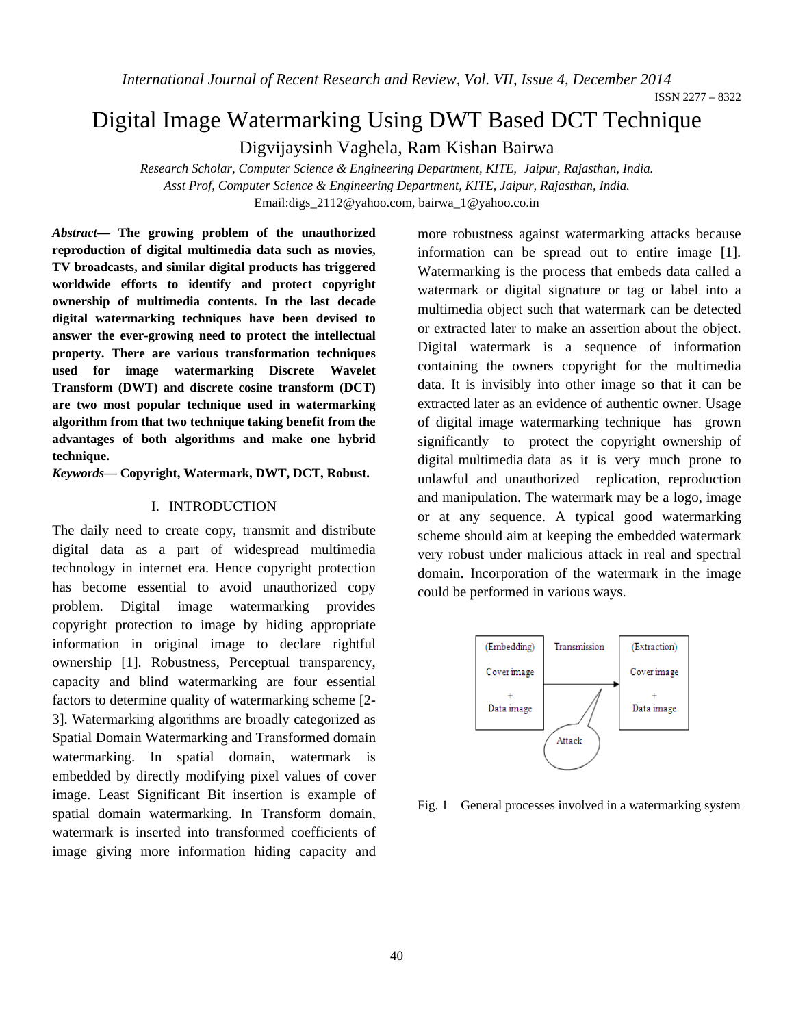# Digital Image Watermarking Using DWT Based DCT Technique

Digvijaysinh Vaghela, Ram Kishan Bairwa

*Research Scholar, Computer Science & Engineering Department, KITE, Jaipur, Rajasthan, India.*
*Asst Prof, Computer Science & Engineering Department, KITE, Jaipur, Rajasthan, India.*
Email:digs_2112@yahoo.com, bairwa_1@yahoo.co.in

***Abstract*— The growing problem of the unauthorized reproduction of digital multimedia data such as movies, TV broadcasts, and similar digital products has triggered worldwide efforts to identify and protect copyright ownership of multimedia contents. In the last decade digital watermarking techniques have been devised to answer the ever-growing need to protect the intellectual property. There are various transformation techniques used for image watermarking Discrete Wavelet Transform (DWT) and discrete cosine transform (DCT) are two most popular technique used in watermarking algorithm from that two technique taking benefit from the advantages of both algorithms and make one hybrid technique.**

***Keywords*— Copyright, Watermark, DWT, DCT, Robust.**

## I. INTRODUCTION

The daily need to create copy, transmit and distribute digital data as a part of widespread multimedia technology in internet era. Hence copyright protection has become essential to avoid unauthorized copy problem. Digital image watermarking provides copyright protection to image by hiding appropriate information in original image to declare rightful ownership [1]. Robustness, Perceptual transparency, capacity and blind watermarking are four essential factors to determine quality of watermarking scheme [2-3]. Watermarking algorithms are broadly categorized as Spatial Domain Watermarking and Transformed domain watermarking. In spatial domain, watermark is embedded by directly modifying pixel values of cover image. Least Significant Bit insertion is example of spatial domain watermarking. In Transform domain, watermark is inserted into transformed coefficients of image giving more information hiding capacity and more robustness against watermarking attacks because information can be spread out to entire image [1]. Watermarking is the process that embeds data called a watermark or digital signature or tag or label into a multimedia object such that watermark can be detected or extracted later to make an assertion about the object. Digital watermark is a sequence of information containing the owners copyright for the multimedia data. It is invisibly into other image so that it can be extracted later as an evidence of authentic owner. Usage of digital image watermarking technique has grown significantly to protect the copyright ownership of digital multimedia data as it is very much prone to unlawful and unauthorized replication, reproduction and manipulation. The watermark may be a logo, image or at any sequence. A typical good watermarking scheme should aim at keeping the embedded watermark very robust under malicious attack in real and spectral domain. Incorporation of the watermark in the image could be performed in various ways.

(Embedding) Cover image + Data image → Transmission → (Extraction) Cover image + Data image; Attack

Fig. 1 General processes involved in a watermarking system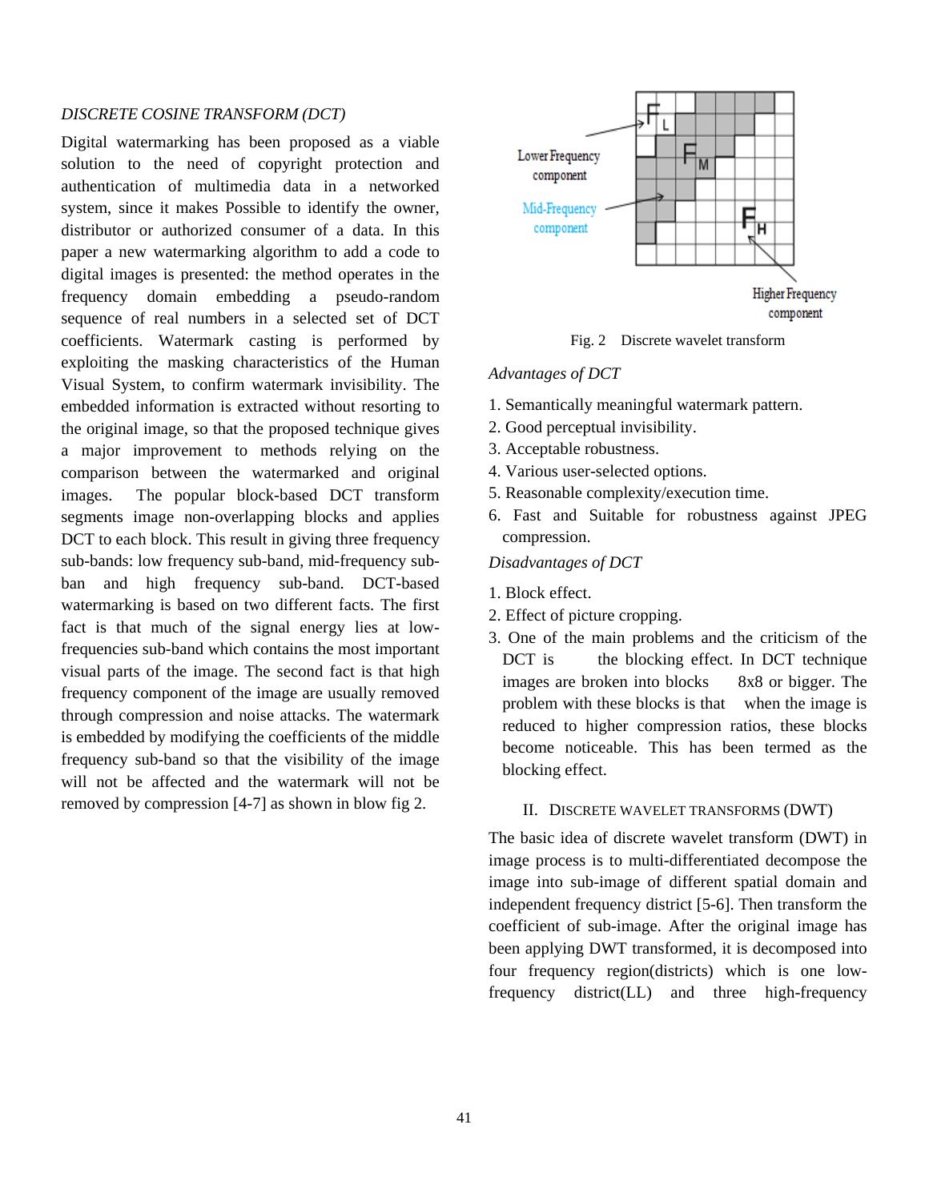*DISCRETE COSINE TRANSFORM (DCT)*

Digital watermarking has been proposed as a viable solution to the need of copyright protection and authentication of multimedia data in a networked system, since it makes Possible to identify the owner, distributor or authorized consumer of a data. In this paper a new watermarking algorithm to add a code to digital images is presented: the method operates in the frequency domain embedding a pseudo-random sequence of real numbers in a selected set of DCT coefficients. Watermark casting is performed by exploiting the masking characteristics of the Human Visual System, to confirm watermark invisibility. The embedded information is extracted without resorting to the original image, so that the proposed technique gives a major improvement to methods relying on the comparison between the watermarked and original images. The popular block-based DCT transform segments image non-overlapping blocks and applies DCT to each block. This result in giving three frequency sub-bands: low frequency sub-band, mid-frequency sub-ban and high frequency sub-band. DCT-based watermarking is based on two different facts. The first fact is that much of the signal energy lies at low-frequencies sub-band which contains the most important visual parts of the image. The second fact is that high frequency component of the image are usually removed through compression and noise attacks. The watermark is embedded by modifying the coefficients of the middle frequency sub-band so that the visibility of the image will not be affected and the watermark will not be removed by compression [4-7] as shown in blow fig 2.

Lower Frequency component

Mid-Frequency component

Higher Frequency component

Fig. 2 Discrete wavelet transform

*Advantages of DCT*

1. Semantically meaningful watermark pattern.
2. Good perceptual invisibility.
3. Acceptable robustness.
4. Various user-selected options.
5. Reasonable complexity/execution time.
6. Fast and Suitable for robustness against JPEG compression.

*Disadvantages of DCT*

1. Block effect.
2. Effect of picture cropping.
3. One of the main problems and the criticism of the DCT is the blocking effect. In DCT technique images are broken into blocks 8x8 or bigger. The problem with these blocks is that when the image is reduced to higher compression ratios, these blocks become noticeable. This has been termed as the blocking effect.

## II. DISCRETE WAVELET TRANSFORMS (DWT)

The basic idea of discrete wavelet transform (DWT) in image process is to multi-differentiated decompose the image into sub-image of different spatial domain and independent frequency district [5-6]. Then transform the coefficient of sub-image. After the original image has been applying DWT transformed, it is decomposed into four frequency region(districts) which is one low-frequency district(LL) and three high-frequency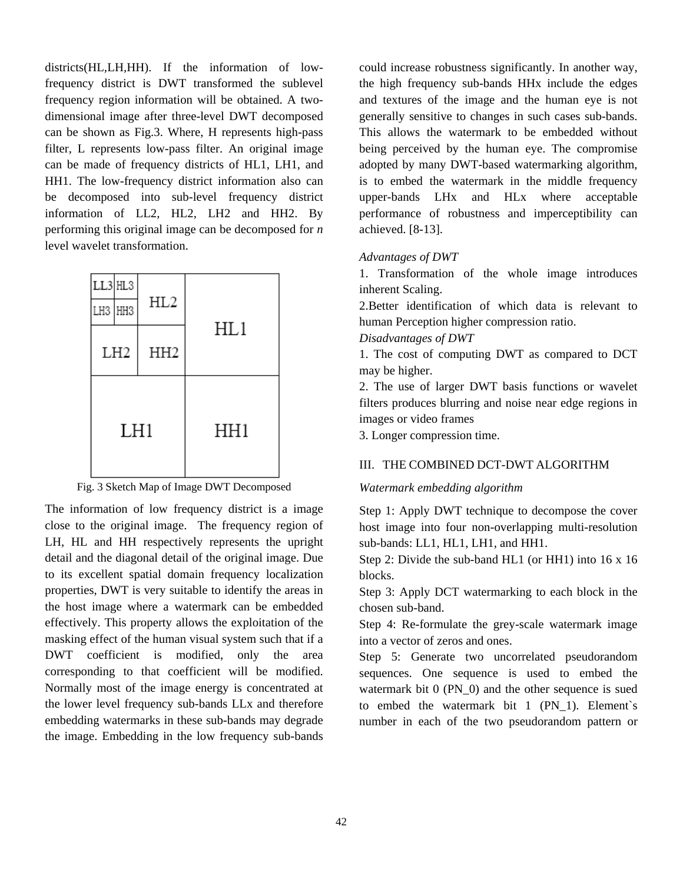districts(HL,LH,HH). If the information of low-frequency district is DWT transformed the sublevel frequency region information will be obtained. A two-dimensional image after three-level DWT decomposed can be shown as Fig.3. Where, H represents high-pass filter, L represents low-pass filter. An original image can be made of frequency districts of HL1, LH1, and HH1. The low-frequency district information also can be decomposed into sub-level frequency district information of LL2, HL2, LH2 and HH2. By performing this original image can be decomposed for *n* level wavelet transformation.

| LL3 | HL3 | HL2 | HL1 |
|---|---|---|---|
| LH3 | HH3 | | |
| LH2 | | HH2 | |
| LH1 | | | HH1 |

Fig. 3 Sketch Map of Image DWT Decomposed

The information of low frequency district is a image close to the original image. The frequency region of LH, HL and HH respectively represents the upright detail and the diagonal detail of the original image. Due to its excellent spatial domain frequency localization properties, DWT is very suitable to identify the areas in the host image where a watermark can be embedded effectively. This property allows the exploitation of the masking effect of the human visual system such that if a DWT coefficient is modified, only the area corresponding to that coefficient will be modified. Normally most of the image energy is concentrated at the lower level frequency sub-bands LLx and therefore embedding watermarks in these sub-bands may degrade the image. Embedding in the low frequency sub-bands could increase robustness significantly. In another way, the high frequency sub-bands HHx include the edges and textures of the image and the human eye is not generally sensitive to changes in such cases sub-bands. This allows the watermark to be embedded without being perceived by the human eye. The compromise adopted by many DWT-based watermarking algorithm, is to embed the watermark in the middle frequency upper-bands LHx and HLx where acceptable performance of robustness and imperceptibility can achieved. [8-13].

*Advantages of DWT*

1. Transformation of the whole image introduces inherent Scaling.
2. Better identification of which data is relevant to human Perception higher compression ratio.

*Disadvantages of DWT*

1. The cost of computing DWT as compared to DCT may be higher.
2. The use of larger DWT basis functions or wavelet filters produces blurring and noise near edge regions in images or video frames
3. Longer compression time.

## III. THE COMBINED DCT-DWT ALGORITHM

*Watermark embedding algorithm*

Step 1: Apply DWT technique to decompose the cover host image into four non-overlapping multi-resolution sub-bands: LL1, HL1, LH1, and HH1.

Step 2: Divide the sub-band HL1 (or HH1) into 16 x 16 blocks.

Step 3: Apply DCT watermarking to each block in the chosen sub-band.

Step 4: Re-formulate the grey-scale watermark image into a vector of zeros and ones.

Step 5: Generate two uncorrelated pseudorandom sequences. One sequence is used to embed the watermark bit 0 (PN_0) and the other sequence is sued to embed the watermark bit 1 (PN_1). Element`s number in each of the two pseudorandom pattern or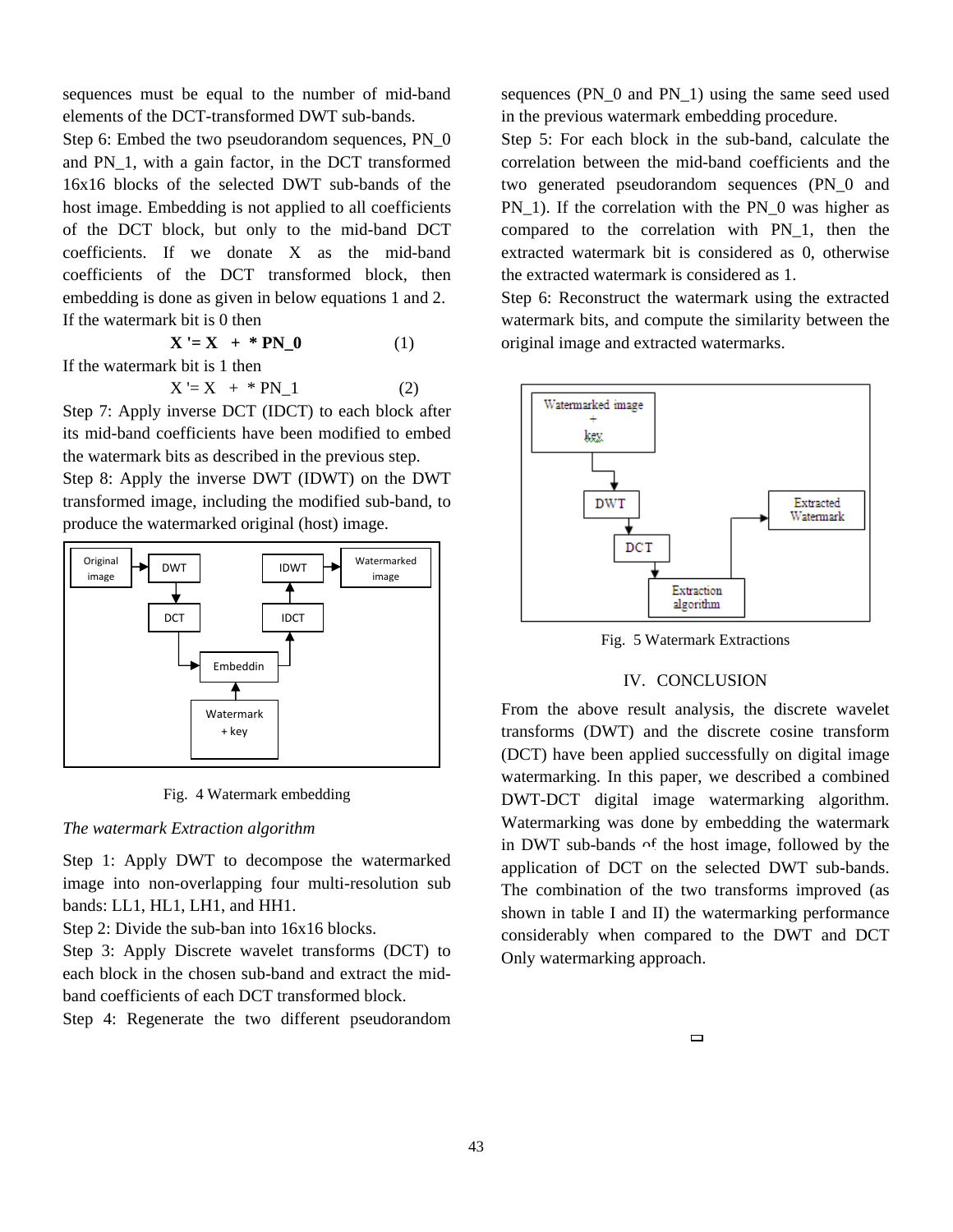sequences must be equal to the number of mid-band elements of the DCT-transformed DWT sub-bands.

Step 6: Embed the two pseudorandom sequences, PN_0 and PN_1, with a gain factor, in the DCT transformed 16x16 blocks of the selected DWT sub-bands of the host image. Embedding is not applied to all coefficients of the DCT block, but only to the mid-band DCT coefficients. If we donate X as the mid-band coefficients of the DCT transformed block, then embedding is done as given in below equations 1 and 2.

If the watermark bit is 0 then

$$\mathbf{X' = X + * PN\_0} \quad (1)$$

If the watermark bit is 1 then

$$X' = X + * PN\_1 \quad (2)$$

Step 7: Apply inverse DCT (IDCT) to each block after its mid-band coefficients have been modified to embed the watermark bits as described in the previous step.

Step 8: Apply the inverse DWT (IDWT) on the DWT transformed image, including the modified sub-band, to produce the watermarked original (host) image.

Fig. 4 Watermark embedding

*The watermark Extraction algorithm*

Step 1: Apply DWT to decompose the watermarked image into non-overlapping four multi-resolution sub bands: LL1, HL1, LH1, and HH1.

Step 2: Divide the sub-ban into 16x16 blocks.

Step 3: Apply Discrete wavelet transforms (DCT) to each block in the chosen sub-band and extract the mid-band coefficients of each DCT transformed block.

Step 4: Regenerate the two different pseudorandom sequences (PN_0 and PN_1) using the same seed used in the previous watermark embedding procedure.

Step 5: For each block in the sub-band, calculate the correlation between the mid-band coefficients and the two generated pseudorandom sequences (PN_0 and PN_1). If the correlation with the PN_0 was higher as compared to the correlation with PN_1, then the extracted watermark bit is considered as 0, otherwise the extracted watermark is considered as 1.

Step 6: Reconstruct the watermark using the extracted watermark bits, and compute the similarity between the original image and extracted watermarks.

Fig. 5 Watermark Extractions

## IV. CONCLUSION

From the above result analysis, the discrete wavelet transforms (DWT) and the discrete cosine transform (DCT) have been applied successfully on digital image watermarking. In this paper, we described a combined DWT-DCT digital image watermarking algorithm. Watermarking was done by embedding the watermark in DWT sub-bands of the host image, followed by the application of DCT on the selected DWT sub-bands. The combination of the two transforms improved (as shown in table I and II) the watermarking performance considerably when compared to the DWT and DCT Only watermarking approach.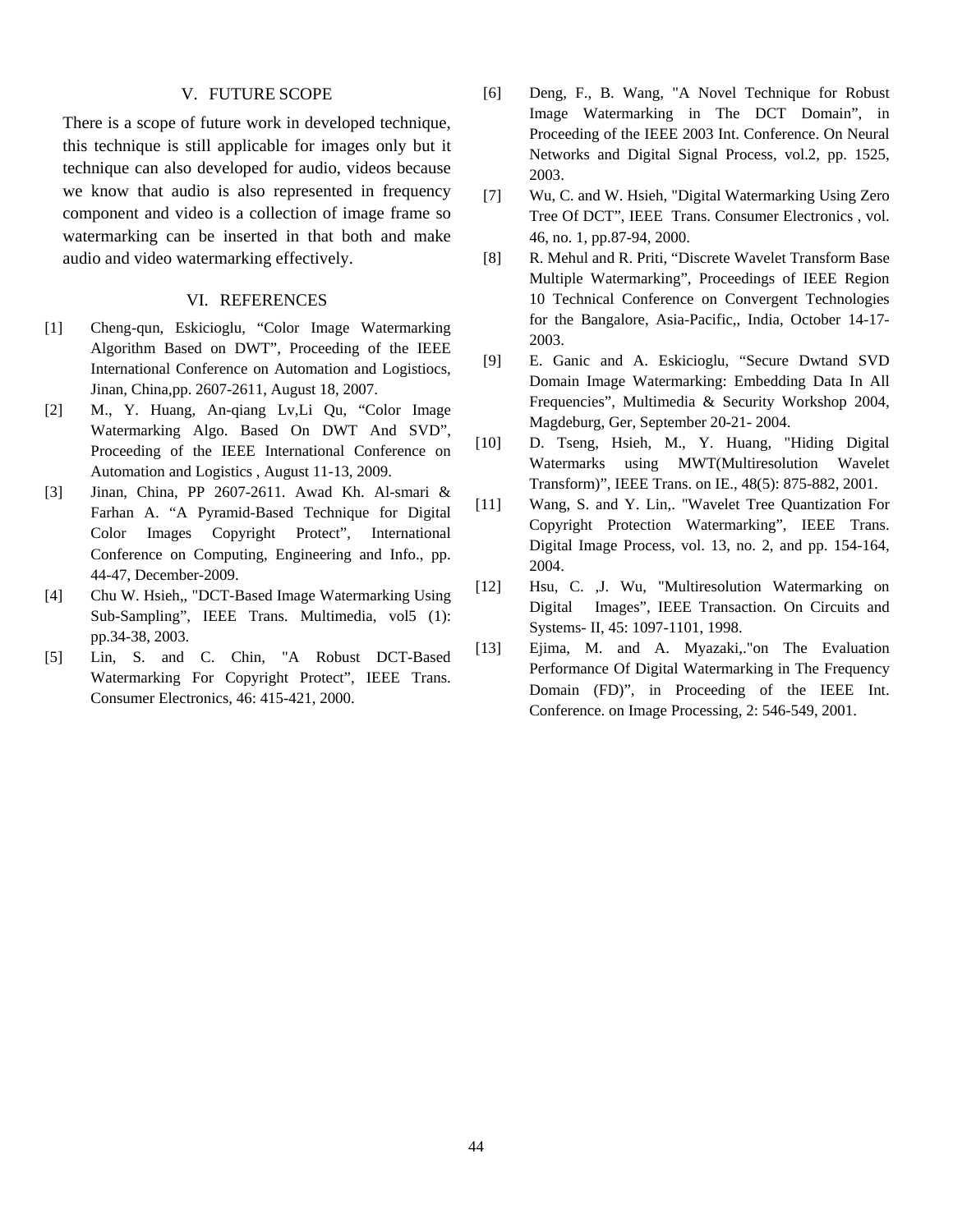## V. FUTURE SCOPE

There is a scope of future work in developed technique, this technique is still applicable for images only but it technique can also developed for audio, videos because we know that audio is also represented in frequency component and video is a collection of image frame so watermarking can be inserted in that both and make audio and video watermarking effectively.

## VI. REFERENCES

[1] Cheng-qun, Eskicioglu, “Color Image Watermarking Algorithm Based on DWT”, Proceeding of the IEEE International Conference on Automation and Logistiocs, Jinan, China,pp. 2607-2611, August 18, 2007.

[2] M., Y. Huang, An-qiang Lv,Li Qu, “Color Image Watermarking Algo. Based On DWT And SVD”, Proceeding of the IEEE International Conference on Automation and Logistics , August 11-13, 2009.

[3] Jinan, China, PP 2607-2611. Awad Kh. Al-smari & Farhan A. “A Pyramid-Based Technique for Digital Color Images Copyright Protect”, International Conference on Computing, Engineering and Info., pp. 44-47, December-2009.

[4] Chu W. Hsieh,, "DCT-Based Image Watermarking Using Sub-Sampling”, IEEE Trans. Multimedia, vol5 (1): pp.34-38, 2003.

[5] Lin, S. and C. Chin, "A Robust DCT-Based Watermarking For Copyright Protect”, IEEE Trans. Consumer Electronics, 46: 415-421, 2000.

[6] Deng, F., B. Wang, "A Novel Technique for Robust Image Watermarking in The DCT Domain”, in Proceeding of the IEEE 2003 Int. Conference. On Neural Networks and Digital Signal Process, vol.2, pp. 1525, 2003.

[7] Wu, C. and W. Hsieh, "Digital Watermarking Using Zero Tree Of DCT”, IEEE Trans. Consumer Electronics , vol. 46, no. 1, pp.87-94, 2000.

[8] R. Mehul and R. Priti, “Discrete Wavelet Transform Base Multiple Watermarking”, Proceedings of IEEE Region 10 Technical Conference on Convergent Technologies for the Bangalore, Asia-Pacific,, India, October 14-17- 2003.

[9] E. Ganic and A. Eskicioglu, “Secure Dwtand SVD Domain Image Watermarking: Embedding Data In All Frequencies”, Multimedia & Security Workshop 2004, Magdeburg, Ger, September 20-21- 2004.

[10] D. Tseng, Hsieh, M., Y. Huang, "Hiding Digital Watermarks using MWT(Multiresolution Wavelet Transform)”, IEEE Trans. on IE., 48(5): 875-882, 2001.

[11] Wang, S. and Y. Lin,. "Wavelet Tree Quantization For Copyright Protection Watermarking”, IEEE Trans. Digital Image Process, vol. 13, no. 2, and pp. 154-164, 2004.

[12] Hsu, C. ,J. Wu, "Multiresolution Watermarking on Digital Images”, IEEE Transaction. On Circuits and Systems- II, 45: 1097-1101, 1998.

[13] Ejima, M. and A. Myazaki,."on The Evaluation Performance Of Digital Watermarking in The Frequency Domain (FD)”, in Proceeding of the IEEE Int. Conference. on Image Processing, 2: 546-549, 2001.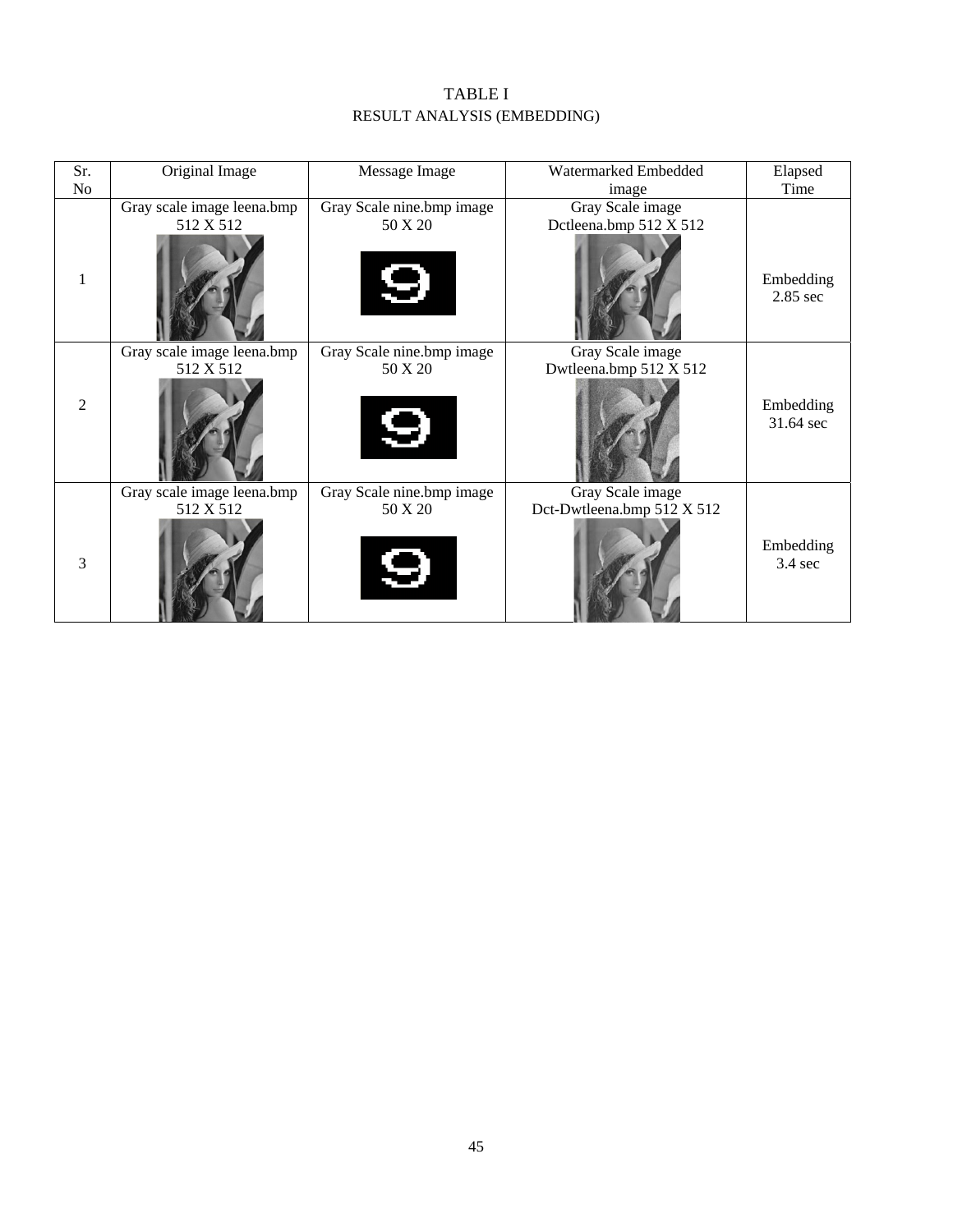TABLE I
RESULT ANALYSIS (EMBEDDING)

| Sr. No | Original Image | Message Image | Watermarked Embedded image | Elapsed Time |
|---|---|---|---|---|
| 1 | Gray scale image leena.bmp 512 X 512 | Gray Scale nine.bmp image 50 X 20 | Gray Scale image Dctleena.bmp 512 X 512 | Embedding 2.85 sec |
| 2 | Gray scale image leena.bmp 512 X 512 | Gray Scale nine.bmp image 50 X 20 | Gray Scale image Dwtleena.bmp 512 X 512 | Embedding 31.64 sec |
| 3 | Gray scale image leena.bmp 512 X 512 | Gray Scale nine.bmp image 50 X 20 | Gray Scale image Dct-Dwtleena.bmp 512 X 512 | Embedding 3.4 sec |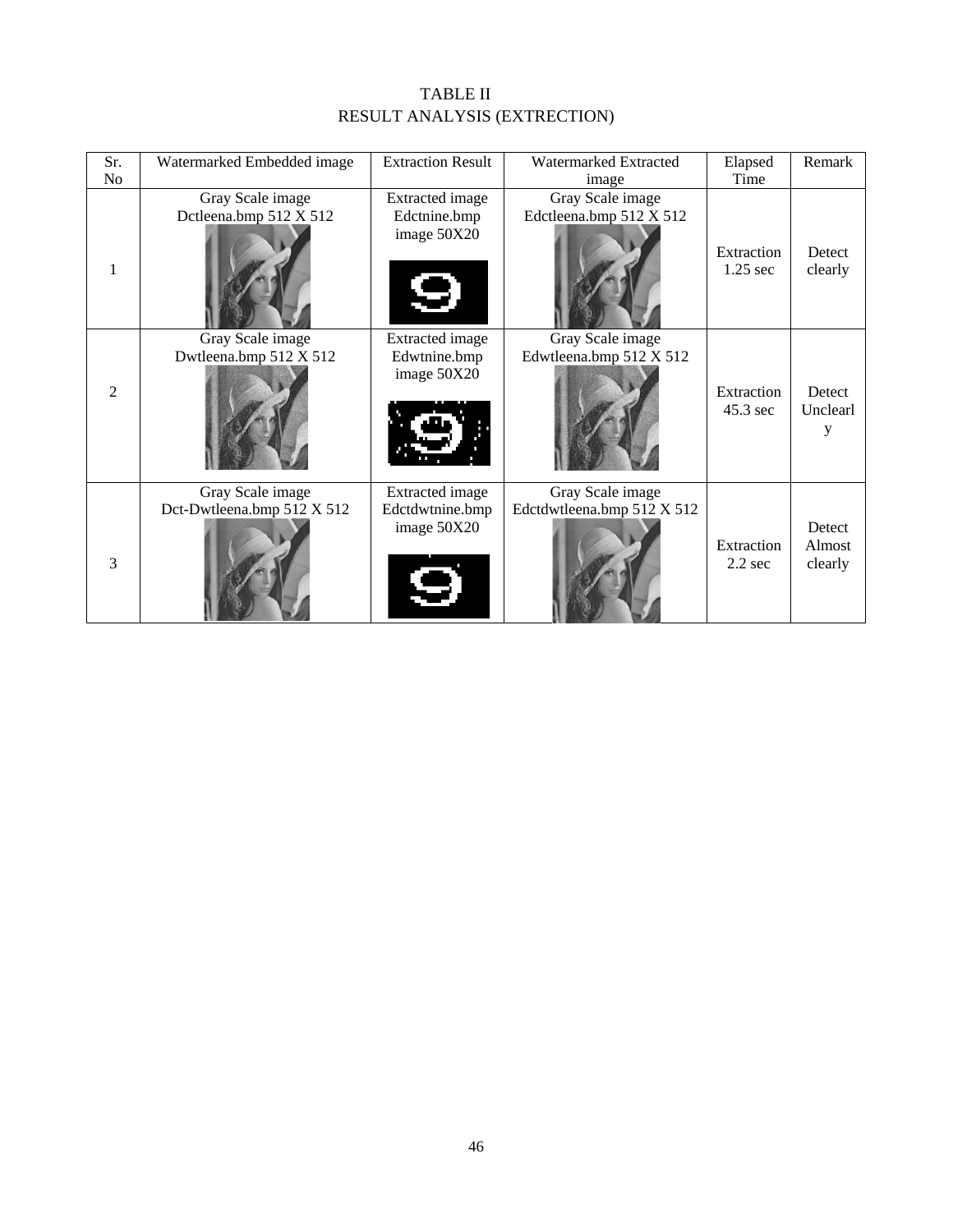# TABLE II
# RESULT ANALYSIS (EXTRECTION)

| Sr. No | Watermarked Embedded image | Extraction Result | Watermarked Extracted image | Elapsed Time | Remark |
|---|---|---|---|---|---|
| 1 | Gray Scale image Dctleena.bmp 512 X 512 | Extracted image Edctnine.bmp image 50X20 | Gray Scale image Edctleena.bmp 512 X 512 | Extraction 1.25 sec | Detect clearly |
| 2 | Gray Scale image Dwtleena.bmp 512 X 512 | Extracted image Edwtnine.bmp image 50X20 | Gray Scale image Edwtleena.bmp 512 X 512 | Extraction 45.3 sec | Detect Unclearly |
| 3 | Gray Scale image Dct-Dwtleena.bmp 512 X 512 | Extracted image Edctdwtnine.bmp image 50X20 | Gray Scale image Edctdwtleena.bmp 512 X 512 | Extraction 2.2 sec | Detect Almost clearly |